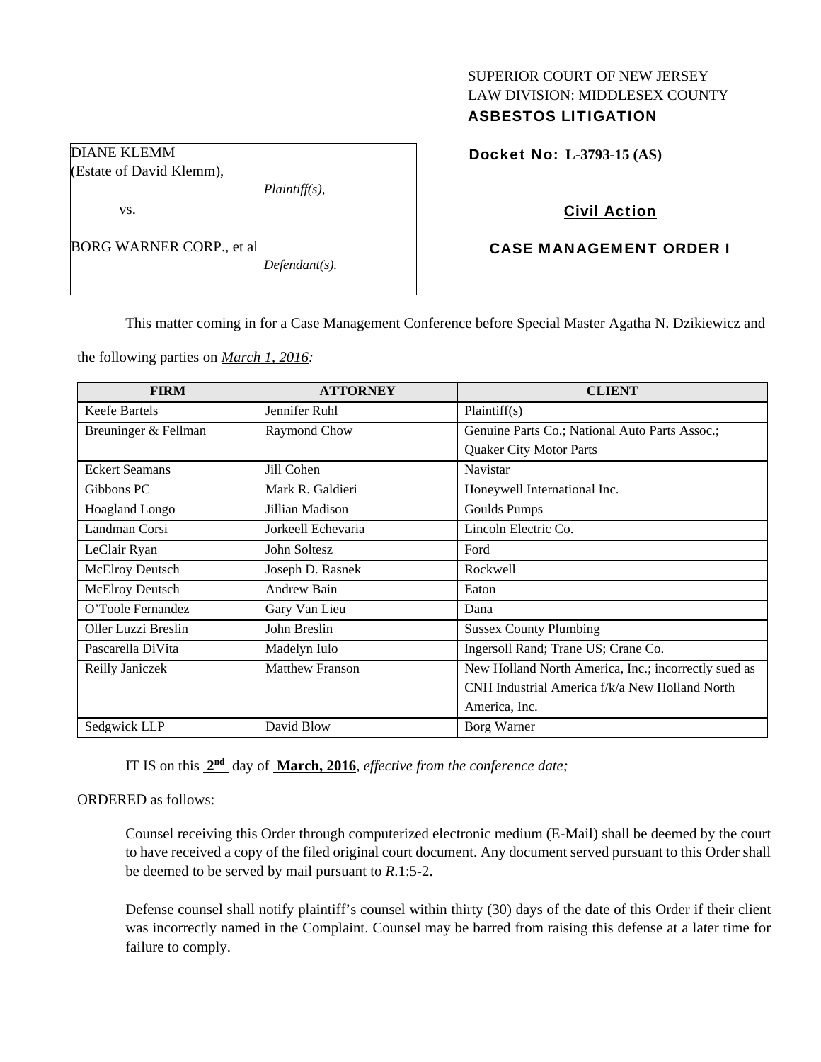SUPERIOR COURT OF NEW JERSEY
LAW DIVISION: MIDDLESEX COUNTY
**ASBESTOS LITIGATION**

DIANE KLEMM
(Estate of David Klemm),

*Plaintiff(s),*

vs.

BORG WARNER CORP., et al

*Defendant(s).*

**Docket No: L-3793-15 (AS)**

**Civil Action**

**CASE MANAGEMENT ORDER I**

This matter coming in for a Case Management Conference before Special Master Agatha N. Dzikiewicz and the following parties on *March 1, 2016:*

| FIRM | ATTORNEY | CLIENT |
|---|---|---|
| Keefe Bartels | Jennifer Ruhl | Plaintiff(s) |
| Breuninger & Fellman | Raymond Chow | Genuine Parts Co.; National Auto Parts Assoc.; Quaker City Motor Parts |
| Eckert Seamans | Jill Cohen | Navistar |
| Gibbons PC | Mark R. Galdieri | Honeywell International Inc. |
| Hoagland Longo | Jillian Madison | Goulds Pumps |
| Landman Corsi | Jorkeell Echevaria | Lincoln Electric Co. |
| LeClair Ryan | John Soltesz | Ford |
| McElroy Deutsch | Joseph D. Rasnek | Rockwell |
| McElroy Deutsch | Andrew Bain | Eaton |
| O'Toole Fernandez | Gary Van Lieu | Dana |
| Oller Luzzi Breslin | John Breslin | Sussex County Plumbing |
| Pascarella DiVita | Madelyn Iulo | Ingersoll Rand; Trane US; Crane Co. |
| Reilly Janiczek | Matthew Franson | New Holland North America, Inc.; incorrectly sued as CNH Industrial America f/k/a New Holland North America, Inc. |
| Sedgwick LLP | David Blow | Borg Warner |

IT IS on this **2nd** day of **March, 2016**, *effective from the conference date;*

ORDERED as follows:

Counsel receiving this Order through computerized electronic medium (E-Mail) shall be deemed by the court to have received a copy of the filed original court document. Any document served pursuant to this Order shall be deemed to be served by mail pursuant to *R*.1:5-2.

Defense counsel shall notify plaintiff's counsel within thirty (30) days of the date of this Order if their client was incorrectly named in the Complaint. Counsel may be barred from raising this defense at a later time for failure to comply.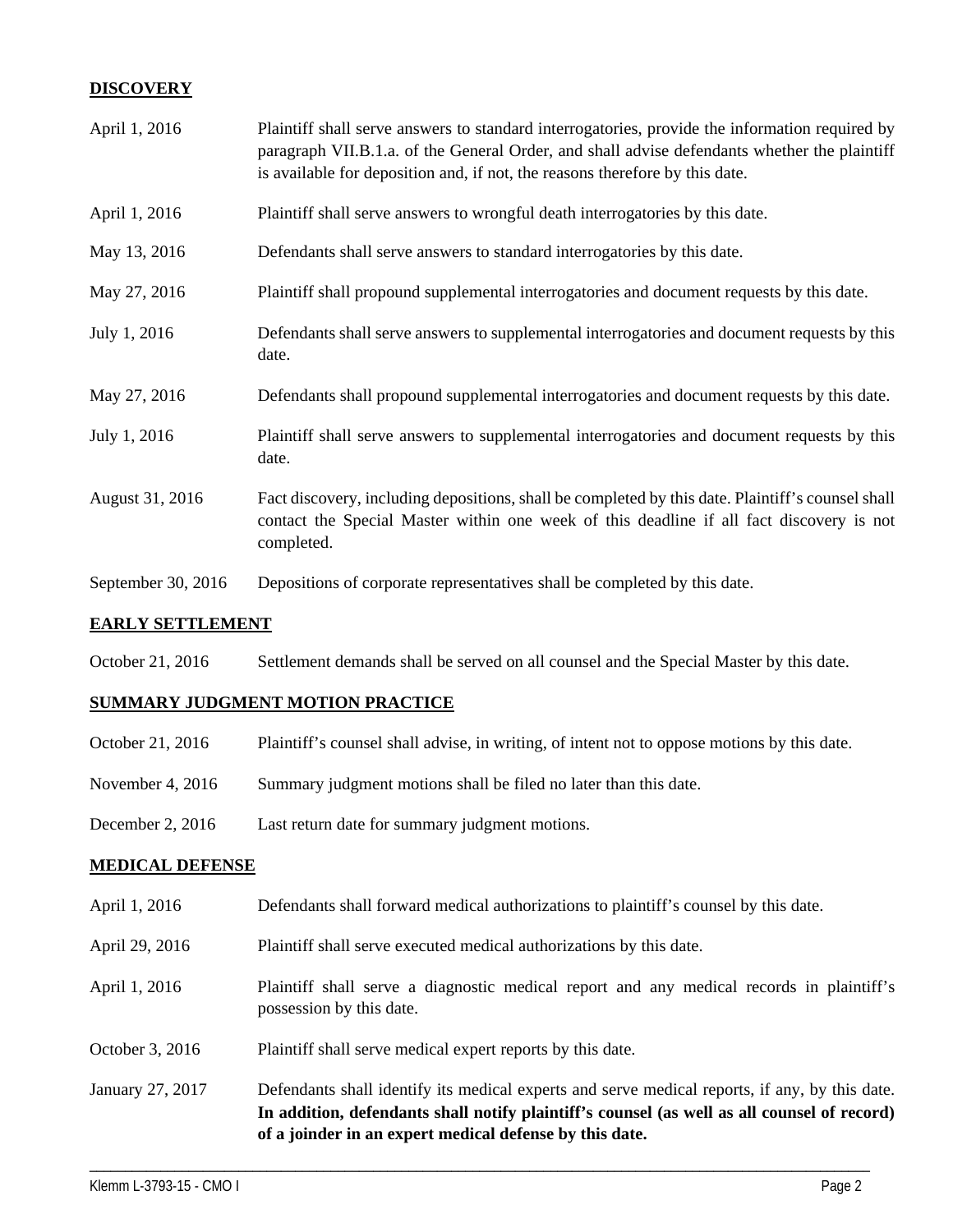## DISCOVERY

| | |
|---|---|
| April 1, 2016 | Plaintiff shall serve answers to standard interrogatories, provide the information required by paragraph VII.B.1.a. of the General Order, and shall advise defendants whether the plaintiff is available for deposition and, if not, the reasons therefore by this date. |
| April 1, 2016 | Plaintiff shall serve answers to wrongful death interrogatories by this date. |
| May 13, 2016 | Defendants shall serve answers to standard interrogatories by this date. |
| May 27, 2016 | Plaintiff shall propound supplemental interrogatories and document requests by this date. |
| July 1, 2016 | Defendants shall serve answers to supplemental interrogatories and document requests by this date. |
| May 27, 2016 | Defendants shall propound supplemental interrogatories and document requests by this date. |
| July 1, 2016 | Plaintiff shall serve answers to supplemental interrogatories and document requests by this date. |
| August 31, 2016 | Fact discovery, including depositions, shall be completed by this date. Plaintiff's counsel shall contact the Special Master within one week of this deadline if all fact discovery is not completed. |
| September 30, 2016 | Depositions of corporate representatives shall be completed by this date. |

## EARLY SETTLEMENT

| | |
|---|---|
| October 21, 2016 | Settlement demands shall be served on all counsel and the Special Master by this date. |

## SUMMARY JUDGMENT MOTION PRACTICE

| | |
|---|---|
| October 21, 2016 | Plaintiff's counsel shall advise, in writing, of intent not to oppose motions by this date. |
| November 4, 2016 | Summary judgment motions shall be filed no later than this date. |
| December 2, 2016 | Last return date for summary judgment motions. |

## MEDICAL DEFENSE

| | |
|---|---|
| April 1, 2016 | Defendants shall forward medical authorizations to plaintiff's counsel by this date. |
| April 29, 2016 | Plaintiff shall serve executed medical authorizations by this date. |
| April 1, 2016 | Plaintiff shall serve a diagnostic medical report and any medical records in plaintiff's possession by this date. |
| October 3, 2016 | Plaintiff shall serve medical expert reports by this date. |
| January 27, 2017 | Defendants shall identify its medical experts and serve medical reports, if any, by this date. **In addition, defendants shall notify plaintiff's counsel (as well as all counsel of record) of a joinder in an expert medical defense by this date.** |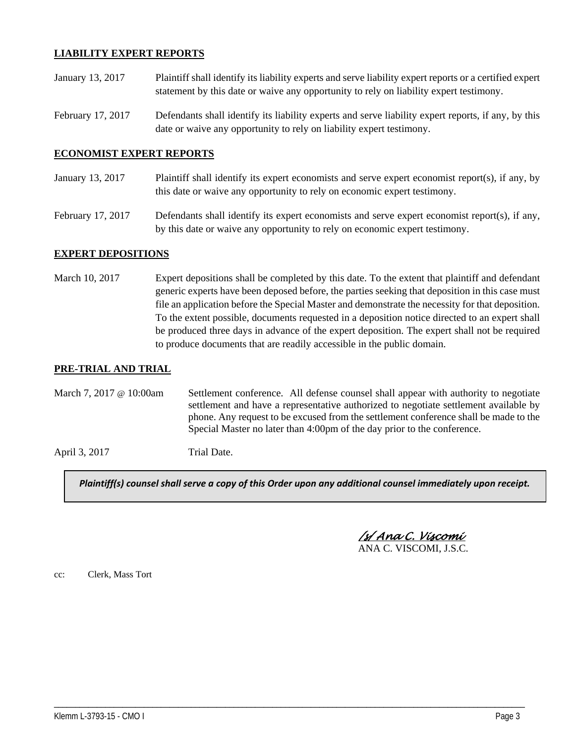**LIABILITY EXPERT REPORTS**

| | |
|---|---|
| January 13, 2017 | Plaintiff shall identify its liability experts and serve liability expert reports or a certified expert statement by this date or waive any opportunity to rely on liability expert testimony. |
| February 17, 2017 | Defendants shall identify its liability experts and serve liability expert reports, if any, by this date or waive any opportunity to rely on liability expert testimony. |

**ECONOMIST EXPERT REPORTS**

| | |
|---|---|
| January 13, 2017 | Plaintiff shall identify its expert economists and serve expert economist report(s), if any, by this date or waive any opportunity to rely on economic expert testimony. |
| February 17, 2017 | Defendants shall identify its expert economists and serve expert economist report(s), if any, by this date or waive any opportunity to rely on economic expert testimony. |

**EXPERT DEPOSITIONS**

| | |
|---|---|
| March 10, 2017 | Expert depositions shall be completed by this date. To the extent that plaintiff and defendant generic experts have been deposed before, the parties seeking that deposition in this case must file an application before the Special Master and demonstrate the necessity for that deposition. To the extent possible, documents requested in a deposition notice directed to an expert shall be produced three days in advance of the expert deposition. The expert shall not be required to produce documents that are readily accessible in the public domain. |

**PRE-TRIAL AND TRIAL**

| | |
|---|---|
| March 7, 2017 @ 10:00am | Settlement conference. All defense counsel shall appear with authority to negotiate settlement and have a representative authorized to negotiate settlement available by phone. Any request to be excused from the settlement conference shall be made to the Special Master no later than 4:00pm of the day prior to the conference. |
| April 3, 2017 | Trial Date. |

***Plaintiff(s) counsel shall serve a copy of this Order upon any additional counsel immediately upon receipt.***

/s/ Ana C. Viscomi
ANA C. VISCOMI, J.S.C.

cc: Clerk, Mass Tort